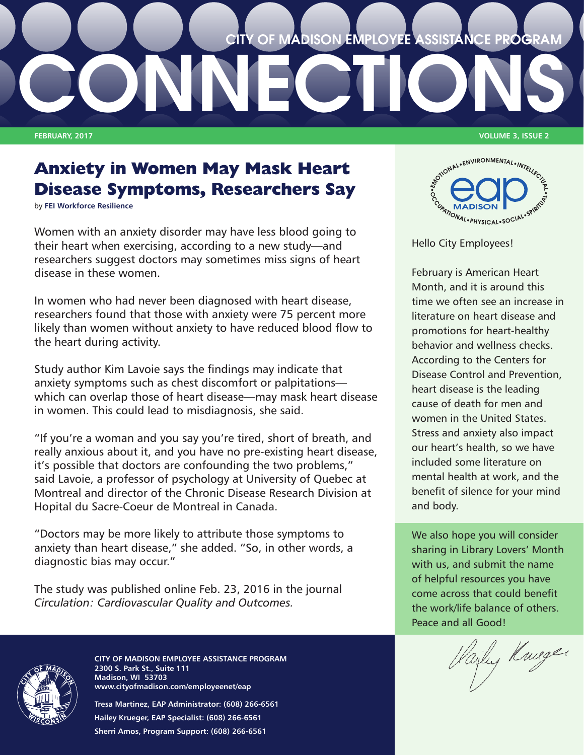# CITY OF MADISON EMPLOYEE ASSISTANCE PROGRAM CONNECTIONS

FEBRUARY, 2017 VOLUME 3, ISSUE 2

## Anxiety in Women May Mask Heart Disease Symptoms, Researchers Say

by **FEI Workforce Resilience**

Women with an anxiety disorder may have less blood going to their heart when exercising, according to a new study—and researchers suggest doctors may sometimes miss signs of heart disease in these women.

In women who had never been diagnosed with heart disease, researchers found that those with anxiety were 75 percent more likely than women without anxiety to have reduced blood flow to the heart during activity.

Study author Kim Lavoie says the findings may indicate that anxiety symptoms such as chest discomfort or palpitations—which can overlap those of heart disease—may mask heart disease in women. This could lead to misdiagnosis, she said.

"If you're a woman and you say you're tired, short of breath, and really anxious about it, and you have no pre-existing heart disease, it's possible that doctors are confounding the two problems," said Lavoie, a professor of psychology at University of Quebec at Montreal and director of the Chronic Disease Research Division at Hopital du Sacre-Coeur de Montreal in Canada.

"Doctors may be more likely to attribute those symptoms to anxiety than heart disease," she added. "So, in other words, a diagnostic bias may occur."

The study was published online Feb. 23, 2016 in the journal *Circulation: Cardiovascular Quality and Outcomes.*

EMOTIONAL • ENVIRONMENTAL • INTELLECTUAL • SPIRITUAL • SOCIAL • PHYSICAL • OCCUPATIONAL

eap MADISON

Hello City Employees!

February is American Heart Month, and it is around this time we often see an increase in literature on heart disease and promotions for heart-healthy behavior and wellness checks. According to the Centers for Disease Control and Prevention, heart disease is the leading cause of death for men and women in the United States. Stress and anxiety also impact our heart's health, so we have included some literature on mental health at work, and the benefit of silence for your mind and body.

We also hope you will consider sharing in Library Lovers' Month with us, and submit the name of helpful resources you have come across that could benefit the work/life balance of others. Peace and all Good!

Hailey Krueger

**CITY OF MADISON EMPLOYEE ASSISTANCE PROGRAM**
**2300 S. Park St., Suite 111**
**Madison, WI 53703**
**www.cityofmadison.com/employeenet/eap**

**Tresa Martinez, EAP Administrator: (608) 266-6561**
**Hailey Krueger, EAP Specialist: (608) 266-6561**
**Sherri Amos, Program Support: (608) 266-6561**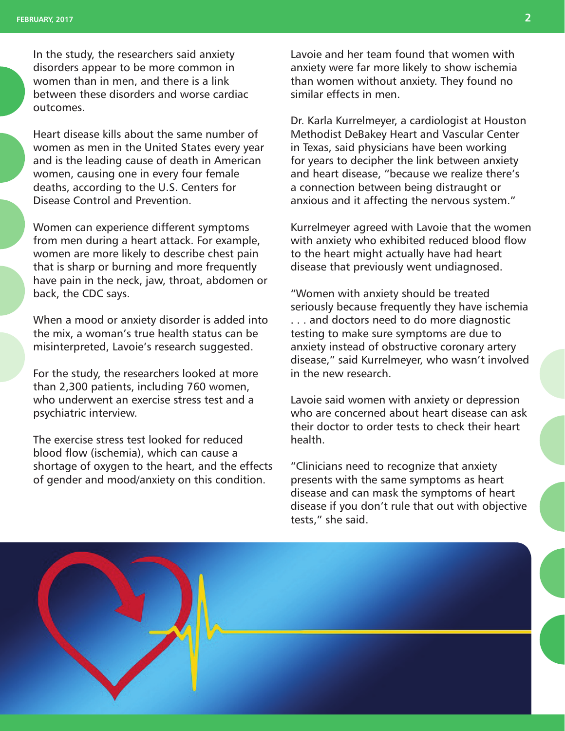In the study, the researchers said anxiety disorders appear to be more common in women than in men, and there is a link between these disorders and worse cardiac outcomes.

Heart disease kills about the same number of women as men in the United States every year and is the leading cause of death in American women, causing one in every four female deaths, according to the U.S. Centers for Disease Control and Prevention.

Women can experience different symptoms from men during a heart attack. For example, women are more likely to describe chest pain that is sharp or burning and more frequently have pain in the neck, jaw, throat, abdomen or back, the CDC says.

When a mood or anxiety disorder is added into the mix, a woman's true health status can be misinterpreted, Lavoie's research suggested.

For the study, the researchers looked at more than 2,300 patients, including 760 women, who underwent an exercise stress test and a psychiatric interview.

The exercise stress test looked for reduced blood flow (ischemia), which can cause a shortage of oxygen to the heart, and the effects of gender and mood/anxiety on this condition.

Lavoie and her team found that women with anxiety were far more likely to show ischemia than women without anxiety. They found no similar effects in men.

Dr. Karla Kurrelmeyer, a cardiologist at Houston Methodist DeBakey Heart and Vascular Center in Texas, said physicians have been working for years to decipher the link between anxiety and heart disease, "because we realize there's a connection between being distraught or anxious and it affecting the nervous system."

Kurrelmeyer agreed with Lavoie that the women with anxiety who exhibited reduced blood flow to the heart might actually have had heart disease that previously went undiagnosed.

"Women with anxiety should be treated seriously because frequently they have ischemia . . . and doctors need to do more diagnostic testing to make sure symptoms are due to anxiety instead of obstructive coronary artery disease," said Kurrelmeyer, who wasn't involved in the new research.

Lavoie said women with anxiety or depression who are concerned about heart disease can ask their doctor to order tests to check their heart health.

"Clinicians need to recognize that anxiety presents with the same symptoms as heart disease and can mask the symptoms of heart disease if you don't rule that out with objective tests," she said.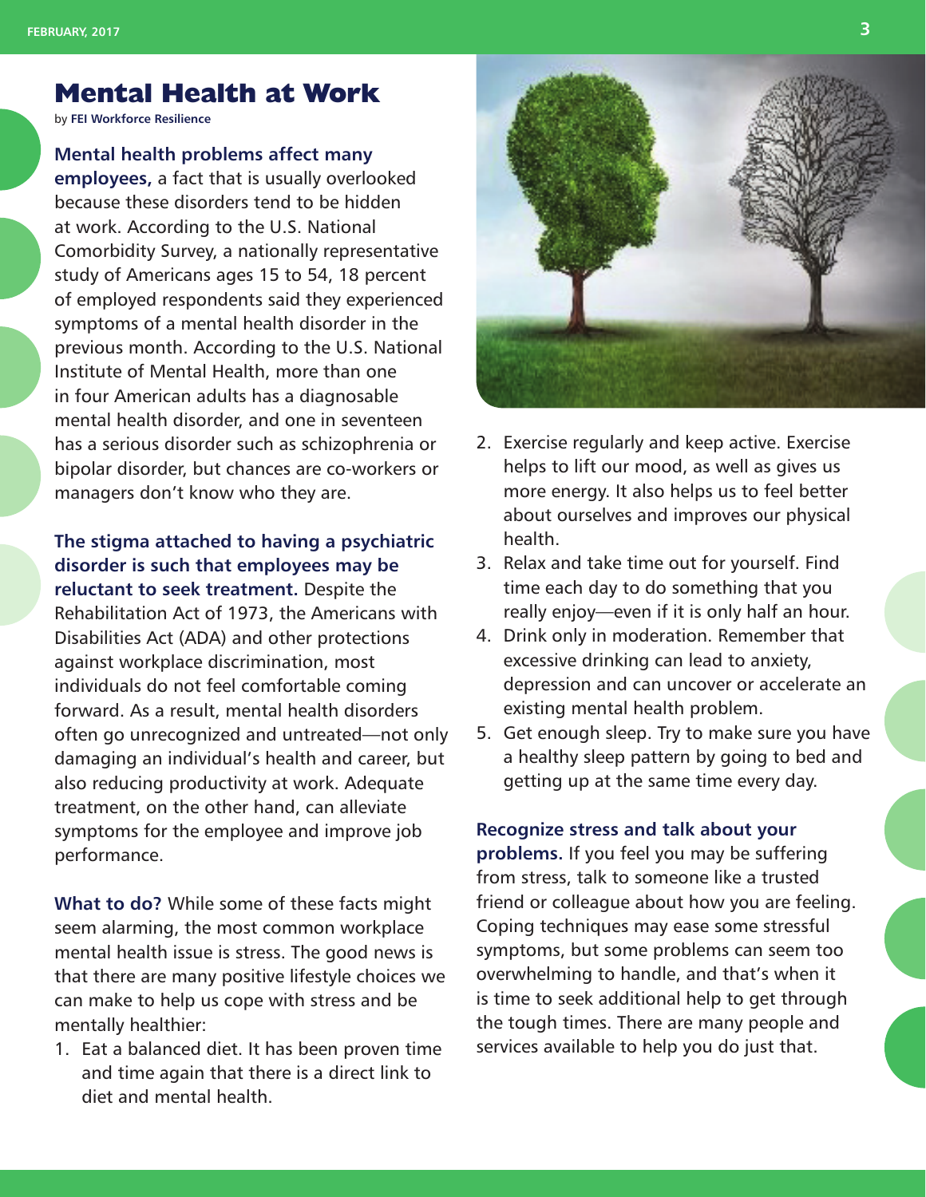# Mental Health at Work

by **FEI Workforce Resilience**

**Mental health problems affect many employees,** a fact that is usually overlooked because these disorders tend to be hidden at work. According to the U.S. National Comorbidity Survey, a nationally representative study of Americans ages 15 to 54, 18 percent of employed respondents said they experienced symptoms of a mental health disorder in the previous month. According to the U.S. National Institute of Mental Health, more than one in four American adults has a diagnosable mental health disorder, and one in seventeen has a serious disorder such as schizophrenia or bipolar disorder, but chances are co-workers or managers don't know who they are.

**The stigma attached to having a psychiatric disorder is such that employees may be reluctant to seek treatment.** Despite the Rehabilitation Act of 1973, the Americans with Disabilities Act (ADA) and other protections against workplace discrimination, most individuals do not feel comfortable coming forward. As a result, mental health disorders often go unrecognized and untreated—not only damaging an individual's health and career, but also reducing productivity at work. Adequate treatment, on the other hand, can alleviate symptoms for the employee and improve job performance.

**What to do?** While some of these facts might seem alarming, the most common workplace mental health issue is stress. The good news is that there are many positive lifestyle choices we can make to help us cope with stress and be mentally healthier:

1. Eat a balanced diet. It has been proven time and time again that there is a direct link to diet and mental health.
2. Exercise regularly and keep active. Exercise helps to lift our mood, as well as gives us more energy. It also helps us to feel better about ourselves and improves our physical health.
3. Relax and take time out for yourself. Find time each day to do something that you really enjoy—even if it is only half an hour.
4. Drink only in moderation. Remember that excessive drinking can lead to anxiety, depression and can uncover or accelerate an existing mental health problem.
5. Get enough sleep. Try to make sure you have a healthy sleep pattern by going to bed and getting up at the same time every day.

**Recognize stress and talk about your problems.** If you feel you may be suffering from stress, talk to someone like a trusted friend or colleague about how you are feeling. Coping techniques may ease some stressful symptoms, but some problems can seem too overwhelming to handle, and that's when it is time to seek additional help to get through the tough times. There are many people and services available to help you do just that.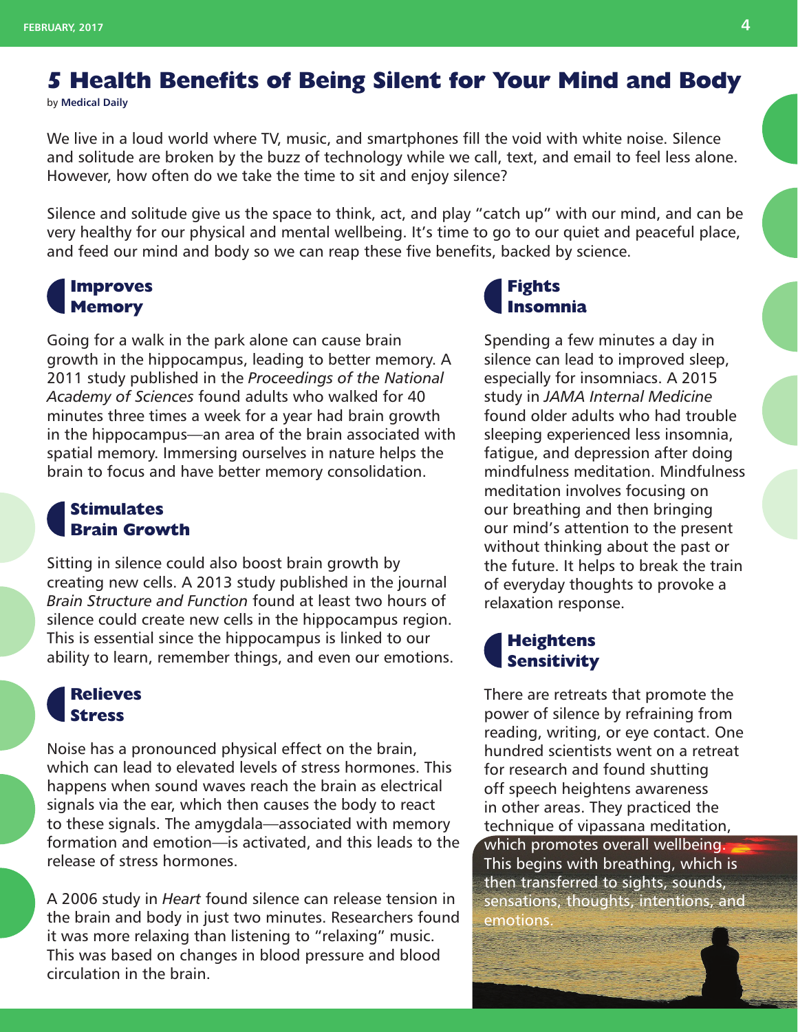# 5 Health Benefits of Being Silent for Your Mind and Body

by **Medical Daily**

We live in a loud world where TV, music, and smartphones fill the void with white noise. Silence and solitude are broken by the buzz of technology while we call, text, and email to feel less alone. However, how often do we take the time to sit and enjoy silence?

Silence and solitude give us the space to think, act, and play "catch up" with our mind, and can be very healthy for our physical and mental wellbeing. It's time to go to our quiet and peaceful place, and feed our mind and body so we can reap these five benefits, backed by science.

## Improves Memory

Going for a walk in the park alone can cause brain growth in the hippocampus, leading to better memory. A 2011 study published in the *Proceedings of the National Academy of Sciences* found adults who walked for 40 minutes three times a week for a year had brain growth in the hippocampus—an area of the brain associated with spatial memory. Immersing ourselves in nature helps the brain to focus and have better memory consolidation.

## Stimulates Brain Growth

Sitting in silence could also boost brain growth by creating new cells. A 2013 study published in the journal *Brain Structure and Function* found at least two hours of silence could create new cells in the hippocampus region. This is essential since the hippocampus is linked to our ability to learn, remember things, and even our emotions.

## Relieves Stress

Noise has a pronounced physical effect on the brain, which can lead to elevated levels of stress hormones. This happens when sound waves reach the brain as electrical signals via the ear, which then causes the body to react to these signals. The amygdala—associated with memory formation and emotion—is activated, and this leads to the release of stress hormones.

A 2006 study in *Heart* found silence can release tension in the brain and body in just two minutes. Researchers found it was more relaxing than listening to "relaxing" music. This was based on changes in blood pressure and blood circulation in the brain.

## Fights Insomnia

Spending a few minutes a day in silence can lead to improved sleep, especially for insomniacs. A 2015 study in *JAMA Internal Medicine* found older adults who had trouble sleeping experienced less insomnia, fatigue, and depression after doing mindfulness meditation. Mindfulness meditation involves focusing on our breathing and then bringing our mind's attention to the present without thinking about the past or the future. It helps to break the train of everyday thoughts to provoke a relaxation response.

## Heightens Sensitivity

There are retreats that promote the power of silence by refraining from reading, writing, or eye contact. One hundred scientists went on a retreat for research and found shutting off speech heightens awareness in other areas. They practiced the technique of vipassana meditation, which promotes overall wellbeing. This begins with breathing, which is then transferred to sights, sounds, sensations, thoughts, intentions, and emotions.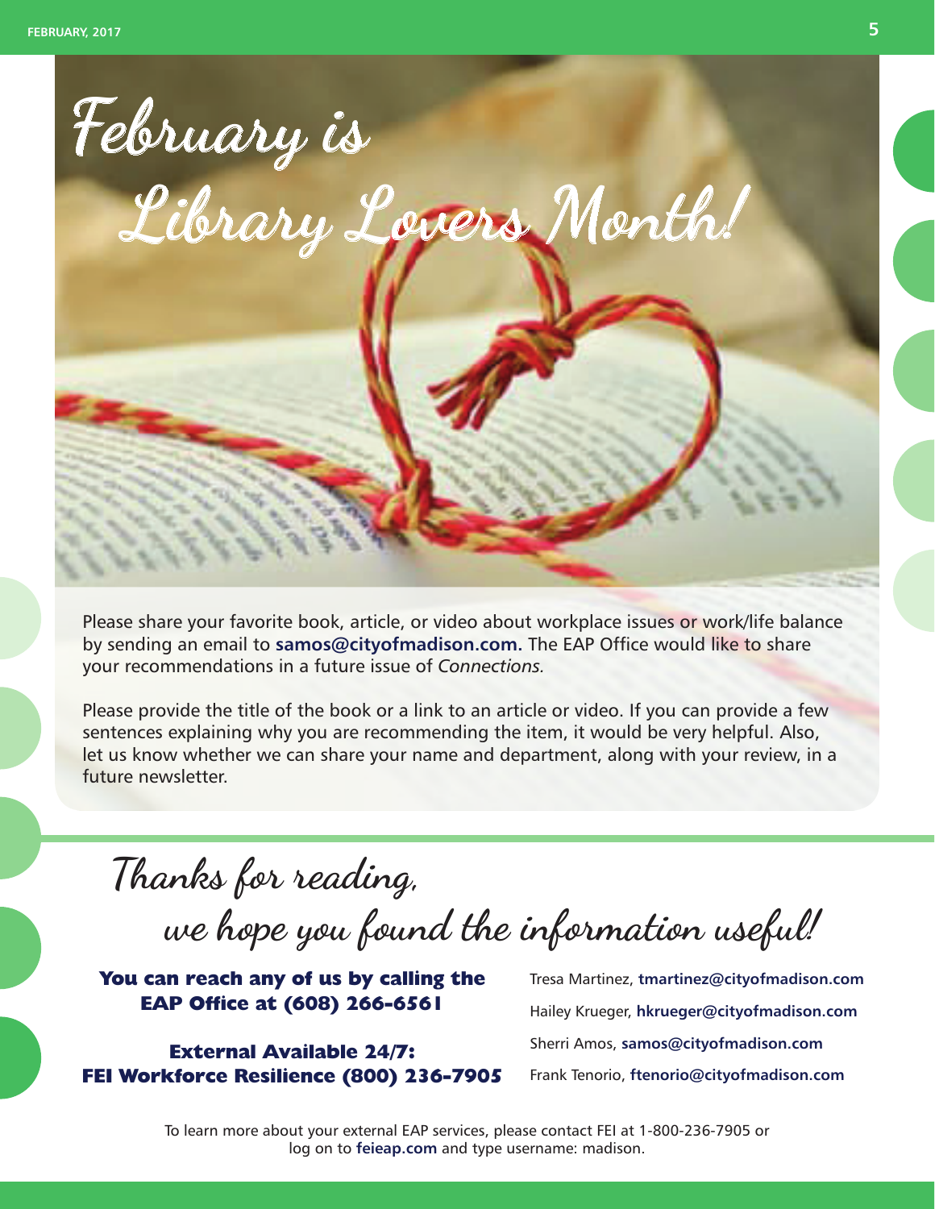# February is Library Lovers Month!

Please share your favorite book, article, or video about workplace issues or work/life balance by sending an email to **samos@cityofmadison.com.** The EAP Office would like to share your recommendations in a future issue of *Connections.*

Please provide the title of the book or a link to an article or video. If you can provide a few sentences explaining why you are recommending the item, it would be very helpful. Also, let us know whether we can share your name and department, along with your review, in a future newsletter.

## Thanks for reading, we hope you found the information useful!

**You can reach any of us by calling the EAP Office at (608) 266-6561**

**External Available 24/7: FEI Workforce Resilience (800) 236-7905**

Tresa Martinez, **tmartinez@cityofmadison.com**

Hailey Krueger, **hkrueger@cityofmadison.com**

Sherri Amos, **samos@cityofmadison.com**

Frank Tenorio, **ftenorio@cityofmadison.com**

To learn more about your external EAP services, please contact FEI at 1-800-236-7905 or log on to **feieap.com** and type username: madison.